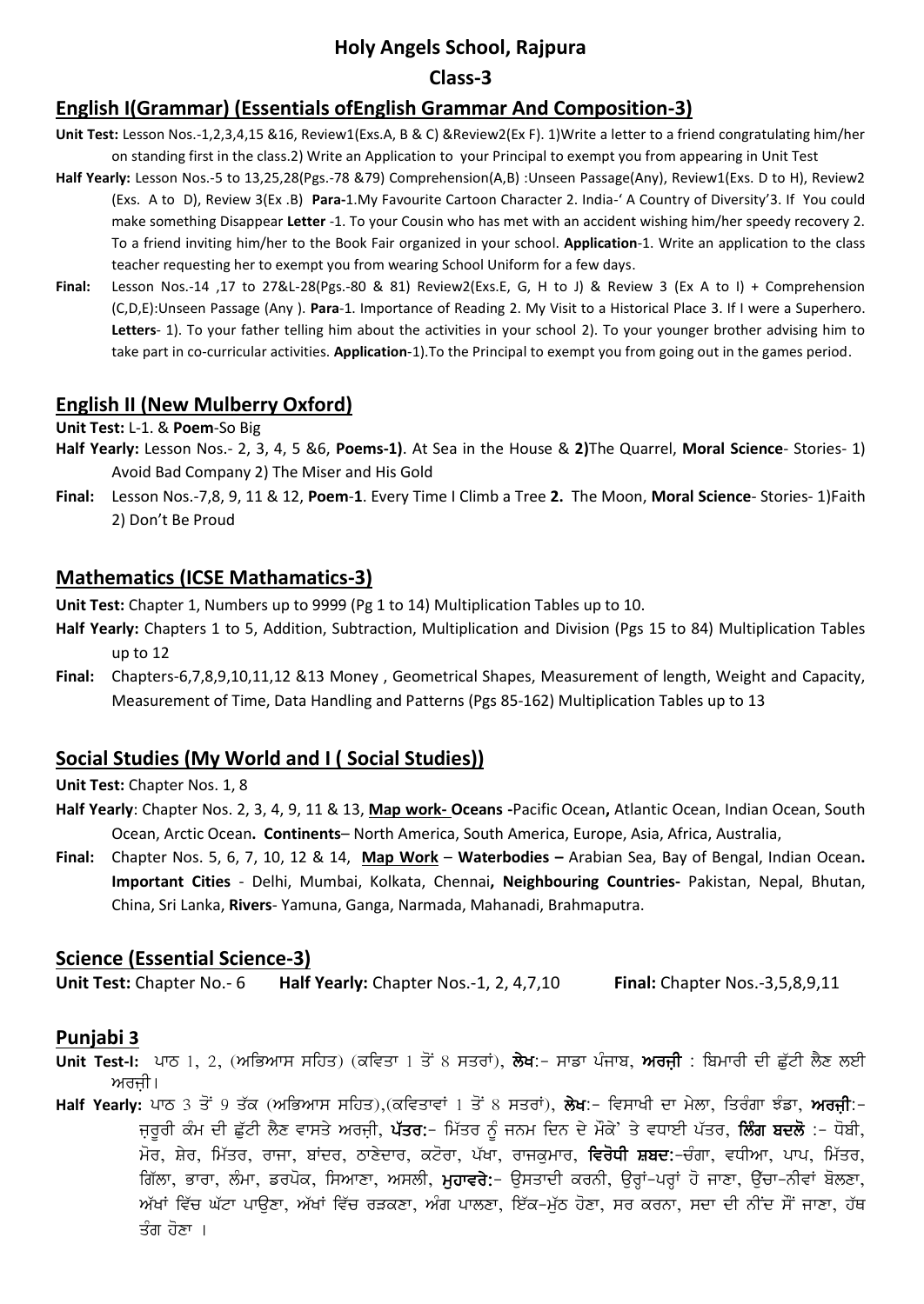# Holy Angels School, Rajpura

## Class-3

## English I(Grammar) (Essentials ofEnglish Grammar And Composition-3)

**Unit Test:** Lesson Nos.-1,2,3,4,15 &16, Review1(Exs.A, B & C) &Review2(Ex F). 1)Write a letter to a friend congratulating him/her on standing first in the class.2) Write an Application to your Principal to exempt you from appearing in Unit Test

**Half Yearly:** Lesson Nos.-5 to 13,25,28(Pgs.-78 &79) Comprehension(A,B) :Unseen Passage(Any), Review1(Exs. D to H), Review2 (Exs. A to D), Review 3(Ex .B) **Para-**1.My Favourite Cartoon Character 2. India-' A Country of Diversity'3. If You could make something Disappear **Letter** -1. To your Cousin who has met with an accident wishing him/her speedy recovery 2. To a friend inviting him/her to the Book Fair organized in your school. **Application**-1. Write an application to the class teacher requesting her to exempt you from wearing School Uniform for a few days.

**Final:** Lesson Nos.-14 ,17 to 27&L-28(Pgs.-80 & 81) Review2(Exs.E, G, H to J) & Review 3 (Ex A to I) + Comprehension (C,D,E):Unseen Passage (Any ). **Para**-1. Importance of Reading 2. My Visit to a Historical Place 3. If I were a Superhero. **Letters**- 1). To your father telling him about the activities in your school 2). To your younger brother advising him to take part in co-curricular activities. **Application**-1).To the Principal to exempt you from going out in the games period.

## English II (New Mulberry Oxford)

**Unit Test:** L-1. & **Poem**-So Big

**Half Yearly:** Lesson Nos.- 2, 3, 4, 5 &6, **Poems-1)**. At Sea in the House & **2)**The Quarrel, **Moral Science**- Stories- 1) Avoid Bad Company 2) The Miser and His Gold

**Final:** Lesson Nos.-7,8, 9, 11 & 12, **Poem**-**1**. Every Time I Climb a Tree **2.** The Moon, **Moral Science**- Stories- 1)Faith 2) Don't Be Proud

## Mathematics (ICSE Mathamatics-3)

**Unit Test:** Chapter 1, Numbers up to 9999 (Pg 1 to 14) Multiplication Tables up to 10.

**Half Yearly:** Chapters 1 to 5, Addition, Subtraction, Multiplication and Division (Pgs 15 to 84) Multiplication Tables up to 12

**Final:** Chapters-6,7,8,9,10,11,12 &13 Money , Geometrical Shapes, Measurement of length, Weight and Capacity, Measurement of Time, Data Handling and Patterns (Pgs 85-162) Multiplication Tables up to 13

## Social Studies (My World and I ( Social Studies))

**Unit Test:** Chapter Nos. 1, 8

**Half Yearly**: Chapter Nos. 2, 3, 4, 9, 11 & 13, **Map work- Oceans -**Pacific Ocean**,** Atlantic Ocean, Indian Ocean, South Ocean, Arctic Ocean**. Continents**– North America, South America, Europe, Asia, Africa, Australia,

**Final:** Chapter Nos. 5, 6, 7, 10, 12 & 14, **Map Work** – **Waterbodies –** Arabian Sea, Bay of Bengal, Indian Ocean**. Important Cities** - Delhi, Mumbai, Kolkata, Chennai**, Neighbouring Countries-** Pakistan, Nepal, Bhutan, China, Sri Lanka, **Rivers**- Yamuna, Ganga, Narmada, Mahanadi, Brahmaputra.

## Science (Essential Science-3)

**Unit Test:** Chapter No.- 6 **Half Yearly:** Chapter Nos.-1, 2, 4,7,10 **Final:** Chapter Nos.-3,5,8,9,11

## Punjabi 3

**Unit Test-I:** ਪਾਠ 1, 2, (ਅਭਿਆਸ ਸਹਿਤ) (ਕਵਿਤਾ 1 ਤੋਂ 8 ਸਤਰਾਂ), **ਲੇਖ**:- ਸਾਡਾ ਪੰਜਾਬ, **ਅਰਜ਼ੀ** : ਬਿਮਾਰੀ ਦੀ ਛੁੱਟੀ ਲੈਣ ਲਈ ਅਰਜ਼ੀ।

**Half Yearly:** ਪਾਠ 3 ਤੋਂ 9 ਤੱਕ (ਅਭਿਆਸ ਸਹਿਤ),(ਕਵਿਤਾਵਾਂ 1 ਤੋਂ 8 ਸਤਰਾਂ), **ਲੇਖ**:- ਵਿਸਾਖੀ ਦਾ ਮੇਲਾ, ਤਿਰੰਗਾ ਝੰਡਾ, **ਅਰਜ਼ੀ**:- ਜ਼ਰੂਰੀ ਕੰਮ ਦੀ ਛੁੱਟੀ ਲੈਣ ਵਾਸਤੇ ਅਰਜ਼ੀ, **ਪੱਤਰ**:- ਮਿੱਤਰ ਨੂੰ ਜਨਮ ਦਿਨ ਦੇ ਮੌਕੇ' ਤੇ ਵਧਾਈ ਪੱਤਰ, **ਲਿੰਗ ਬਦਲੋ** :- ਧੋਬੀ, ਮੋਰ, ਸ਼ੇਰ, ਮਿੱਤਰ, ਰਾਜਾ, ਬਾਂਦਰ, ਠਾਣੇਦਾਰ, ਕਟੋਰਾ, ਪੱਖਾ, ਰਾਜਕੁਮਾਰ, **ਵਿਰੋਧੀ ਸ਼ਬਦ**:-ਚੰਗਾ, ਵਧੀਆ, ਪਾਪ, ਮਿੱਤਰ, ਗਿੱਲਾ, ਭਾਰਾ, ਲੰਮਾ, ਡਰਪੋਕ, ਸਿਆਣਾ, ਅਸਲੀ, **ਮੁਹਾਵਰੇ**:- ਉਸਤਾਦੀ ਕਰਨੀ, ਉਰ੍ਹਾਂ-ਪਰ੍ਹਾਂ ਹੋ ਜਾਣਾ, ਉੱਚਾ-ਨੀਵਾਂ ਬੋਲਣਾ, ਅੱਖਾਂ ਵਿੱਚ ਘੱਟਾ ਪਾਉਣਾ, ਅੱਖਾਂ ਵਿੱਚ ਰੜਕਣਾ, ਅੰਗ ਪਾਲਣਾ, ਇੱਕ-ਮੁੱਠ ਹੋਣਾ, ਸਰ ਕਰਨਾ, ਸਦਾ ਦੀ ਨੀਂਦ ਸੌਂ ਜਾਣਾ, ਹੱਥ ਤੰਗ ਹੋਣਾ ।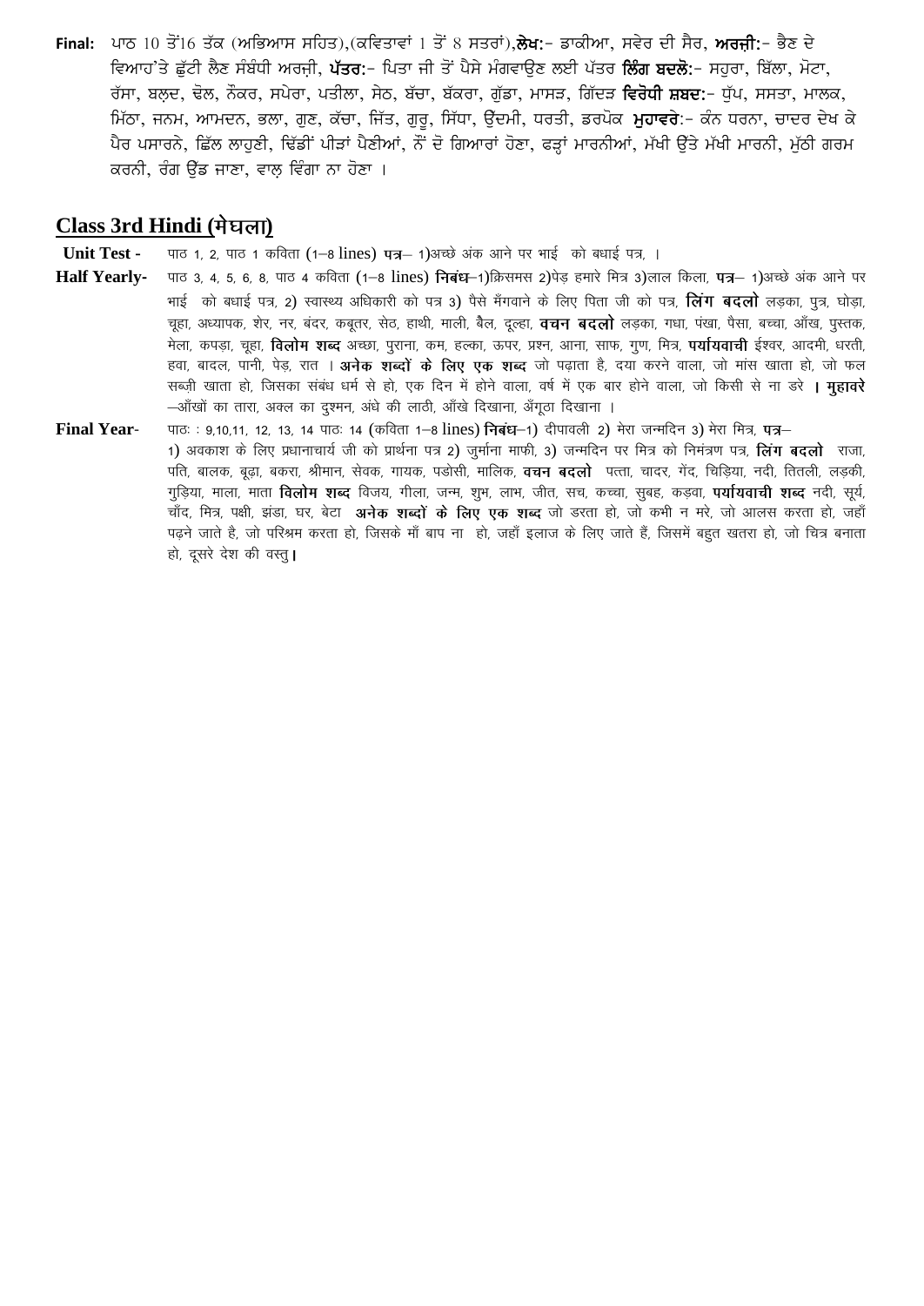**Final:** ਪਾਠ 10 ਤੋਂ16 ਤੱਕ (ਅਭਿਆਸ ਸਹਿਤ),(ਕਵਿਤਾਵਾਂ 1 ਤੋਂ 8 ਸਤਰਾਂ),**ਲੇਖ:**- ਡਾਕੀਆ, ਸਵੇਰ ਦੀ ਸੈਰ, **ਅਰਜ਼ੀ:**- ਭੈਣ ਦੇ ਵਿਆਹ'ਤੇ ਛੁੱਟੀ ਲੈਣ ਸੰਬੰਧੀ ਅਰਜ਼ੀ, **ਪੱਤਰ:**- ਪਿਤਾ ਜੀ ਤੋਂ ਪੈਸੇ ਮੰਗਵਾਉਣ ਲਈ ਪੱਤਰ **ਲਿੰਗ ਬਦਲੋ:**- ਸਹੁਰਾ, ਬਿੱਲਾ, ਮੋਟਾ, ਰੱਸਾ, ਬਲ਼ਦ, ਢੋਲ, ਨੌਕਰ, ਸਪੇਰਾ, ਪਤੀਲਾ, ਸੇਠ, ਬੱਚਾ, ਬੱਕਰਾ, ਗੁੱਡਾ, ਮਾਸੜ, ਗਿੱਦੜ **ਵਿਰੋਧੀ ਸ਼ਬਦ:**- ਧੁੱਪ, ਸਸਤਾ, ਮਾਲਕ, ਮਿੱਠਾ, ਜਨਮ, ਆਮਦਨ, ਭਲਾ, ਗੁਣ, ਕੱਚਾ, ਜਿੱਤ, ਗੁਰੂ, ਸਿੱਧਾ, ਉੱਦਮੀ, ਧਰਤੀ, ਡਰਪੋਕ **ਮੁਹਾਵਰੇ**:- ਕੰਨ ਧਰਨਾ, ਚਾਦਰ ਦੇਖ ਕੇ ਪੈਰ ਪਸਾਰਨੇ, ਛਿੱਲ ਲਾਹੁਣੀ, ਢਿੱਡੀਂ ਪੀੜਾਂ ਪੈਣੀਆਂ, ਨੌਂ ਦੋ ਗਿਆਰਾਂ ਹੋਣਾ, ਫੜ੍ਹਾਂ ਮਾਰਨੀਆਂ, ਮੱਖੀ ਉੱਤੇ ਮੱਖੀ ਮਾਰਨੀ, ਮੁੱਠੀ ਗਰਮ ਕਰਨੀ, ਰੰਗ ਉੱਡ ਜਾਣਾ, ਵਾਲ਼ ਵਿੰਗਾ ਨਾ ਹੋਣਾ ।

## Class 3rd Hindi (मेघला)

**Unit Test -** पाठ 1, 2, पाठ 1 कविता (1–8 lines) **पत्र**– 1)अच्छे अंक आने पर भाई को बधाई पत्र, ।

**Half Yearly-** पाठ 3, 4, 5, 6, 8, पाठ 4 कविता (1–8 lines) **निबंध**–1)क्रिसमस 2)पेड़ हमारे मित्र 3)लाल किला, **पत्र**– 1)अच्छे अंक आने पर भाई को बधाई पत्र, 2) स्वास्थ्य अधिकारी को पत्र 3) पैसे मँगवाने के लिए पिता जी को पत्र, **लिंग बदलो** लड़का, पुत्र, घोड़ा, चूहा, अध्यापक, शेर, नर, बंदर, कबूतर, सेठ, हाथी, माली, बैल, दूल्हा, **वचन बदलो** लड़का, गधा, पंखा, पैसा, बच्चा, आँख, पुस्तक, मेला, कपड़ा, चूहा, **विलोम शब्द** अच्छा, पुराना, कम, हल्का, ऊपर, प्रश्न, आना, साफ, गुण, मित्र, **पर्यायवाची** ईश्वर, आदमी, धरती, हवा, बादल, पानी, पेड़, रात । **अनेक शब्दों के लिए एक शब्द** जो पढ़ाता है, दया करने वाला, जो मांस खाता हो, जो फल सब्ज़ी खाता हो, जिसका संबंध धर्म से हो, एक दिन में होने वाला, वर्ष में एक बार होने वाला, जो किसी से ना डरे । **मुहावरे** –आँखों का तारा, अक्ल का दुश्मन, अंधे की लाठी, आँखे दिखाना, अँगूठा दिखाना ।

**Final Year-** पाठः : 9,10,11, 12, 13, 14 पाठः 14 (कविता 1–8 lines) **निबंध**–1) दीपावली 2) मेरा जन्मदिन 3) मेरा मित्र, **पत्र**– 1) अवकाश के लिए प्रधानाचार्य जी को प्रार्थना पत्र 2) जुर्माना माफी, 3) जन्मदिन पर मित्र को निमंत्रण पत्र, **लिंग बदलो** राजा, पति, बालक, बूढ़ा, बकरा, श्रीमान, सेवक, गायक, पडोसी, मालिक, **वचन बदलो** पत्ता, चादर, गेंद, चिड़िया, नदी, तितली, लड़की, गुड़िया, माला, माता **विलोम शब्द** विजय, गीला, जन्म, शुभ, लाभ, जीत, सच, कच्चा, सुबह, कड़वा, **पर्यायवाची शब्द** नदी, सूर्य, चाँद, मित्र, पक्षी, झंडा, घर, बेटा **अनेक शब्दों के लिए एक शब्द** जो डरता हो, जो कभी न मरे, जो आलस करता हो, जहाँ पढ़ने जाते है, जो परिश्रम करता हो, जिसके माँ बाप ना हो, जहाँ इलाज के लिए जाते हैं, जिसमें बहुत खतरा हो, जो चित्र बनाता हो, दूसरे देश की वस्तु।